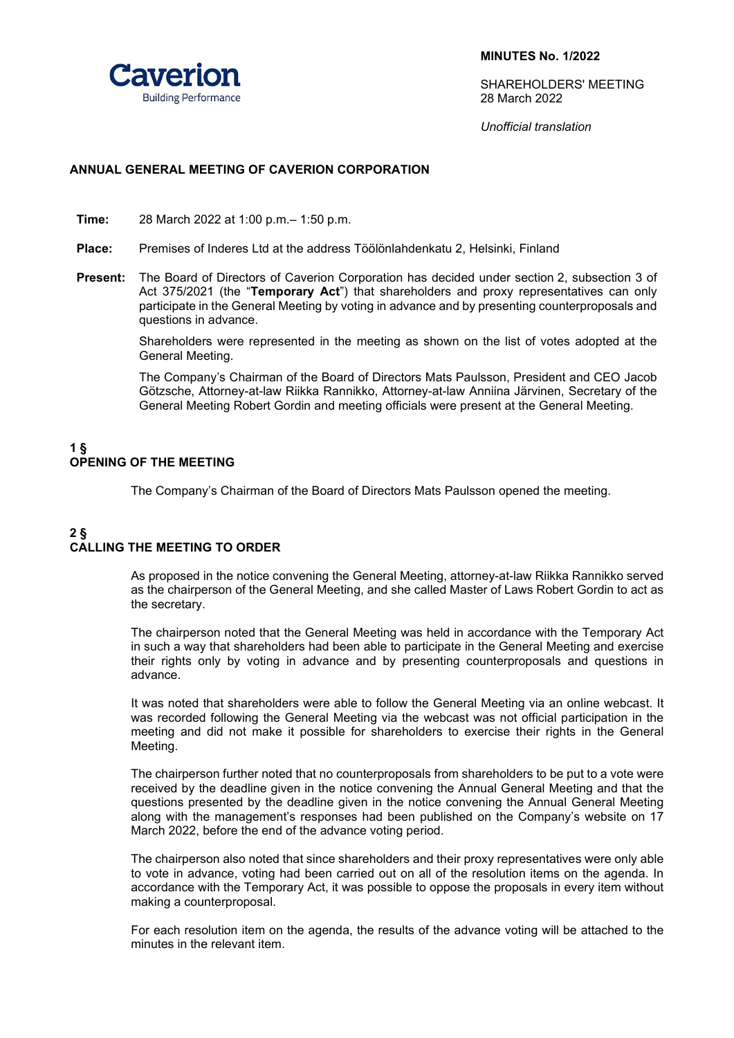**MINUTES No. 1/2022**

SHAREHOLDERS' MEETING
28 March 2022

*Unofficial translation*

# ANNUAL GENERAL MEETING OF CAVERION CORPORATION

**Time:** 28 March 2022 at 1:00 p.m.– 1:50 p.m.

**Place:** Premises of Inderes Ltd at the address Töölönlahdenkatu 2, Helsinki, Finland

**Present:** The Board of Directors of Caverion Corporation has decided under section 2, subsection 3 of Act 375/2021 (the "**Temporary Act**") that shareholders and proxy representatives can only participate in the General Meeting by voting in advance and by presenting counterproposals and questions in advance.

Shareholders were represented in the meeting as shown on the list of votes adopted at the General Meeting.

The Company's Chairman of the Board of Directors Mats Paulsson, President and CEO Jacob Götzsche, Attorney-at-law Riikka Rannikko, Attorney-at-law Anniina Järvinen, Secretary of the General Meeting Robert Gordin and meeting officials were present at the General Meeting.

## 1 §
## OPENING OF THE MEETING

The Company's Chairman of the Board of Directors Mats Paulsson opened the meeting.

## 2 §
## CALLING THE MEETING TO ORDER

As proposed in the notice convening the General Meeting, attorney-at-law Riikka Rannikko served as the chairperson of the General Meeting, and she called Master of Laws Robert Gordin to act as the secretary.

The chairperson noted that the General Meeting was held in accordance with the Temporary Act in such a way that shareholders had been able to participate in the General Meeting and exercise their rights only by voting in advance and by presenting counterproposals and questions in advance.

It was noted that shareholders were able to follow the General Meeting via an online webcast. It was recorded following the General Meeting via the webcast was not official participation in the meeting and did not make it possible for shareholders to exercise their rights in the General Meeting.

The chairperson further noted that no counterproposals from shareholders to be put to a vote were received by the deadline given in the notice convening the Annual General Meeting and that the questions presented by the deadline given in the notice convening the Annual General Meeting along with the management's responses had been published on the Company's website on 17 March 2022, before the end of the advance voting period.

The chairperson also noted that since shareholders and their proxy representatives were only able to vote in advance, voting had been carried out on all of the resolution items on the agenda. In accordance with the Temporary Act, it was possible to oppose the proposals in every item without making a counterproposal.

For each resolution item on the agenda, the results of the advance voting will be attached to the minutes in the relevant item.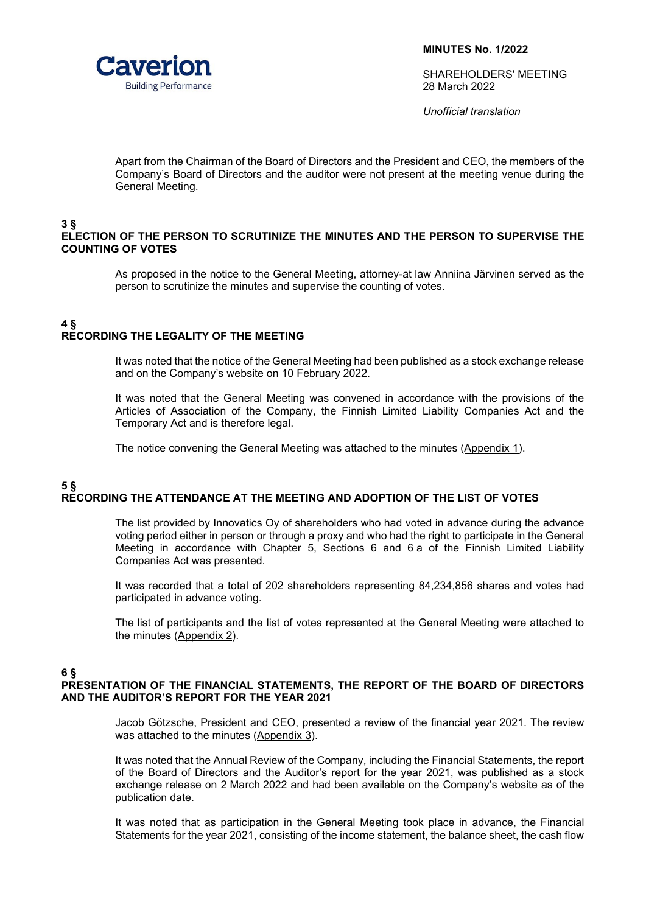Apart from the Chairman of the Board of Directors and the President and CEO, the members of the Company's Board of Directors and the auditor were not present at the meeting venue during the General Meeting.

## 3 §
## ELECTION OF THE PERSON TO SCRUTINIZE THE MINUTES AND THE PERSON TO SUPERVISE THE COUNTING OF VOTES

As proposed in the notice to the General Meeting, attorney-at law Anniina Järvinen served as the person to scrutinize the minutes and supervise the counting of votes.

## 4 §
## RECORDING THE LEGALITY OF THE MEETING

It was noted that the notice of the General Meeting had been published as a stock exchange release and on the Company's website on 10 February 2022.

It was noted that the General Meeting was convened in accordance with the provisions of the Articles of Association of the Company, the Finnish Limited Liability Companies Act and the Temporary Act and is therefore legal.

The notice convening the General Meeting was attached to the minutes (Appendix 1).

## 5 §
## RECORDING THE ATTENDANCE AT THE MEETING AND ADOPTION OF THE LIST OF VOTES

The list provided by Innovatics Oy of shareholders who had voted in advance during the advance voting period either in person or through a proxy and who had the right to participate in the General Meeting in accordance with Chapter 5, Sections 6 and 6 a of the Finnish Limited Liability Companies Act was presented.

It was recorded that a total of 202 shareholders representing 84,234,856 shares and votes had participated in advance voting.

The list of participants and the list of votes represented at the General Meeting were attached to the minutes (Appendix 2).

## 6 §
## PRESENTATION OF THE FINANCIAL STATEMENTS, THE REPORT OF THE BOARD OF DIRECTORS AND THE AUDITOR'S REPORT FOR THE YEAR 2021

Jacob Götzsche, President and CEO, presented a review of the financial year 2021. The review was attached to the minutes (Appendix 3).

It was noted that the Annual Review of the Company, including the Financial Statements, the report of the Board of Directors and the Auditor's report for the year 2021, was published as a stock exchange release on 2 March 2022 and had been available on the Company's website as of the publication date.

It was noted that as participation in the General Meeting took place in advance, the Financial Statements for the year 2021, consisting of the income statement, the balance sheet, the cash flow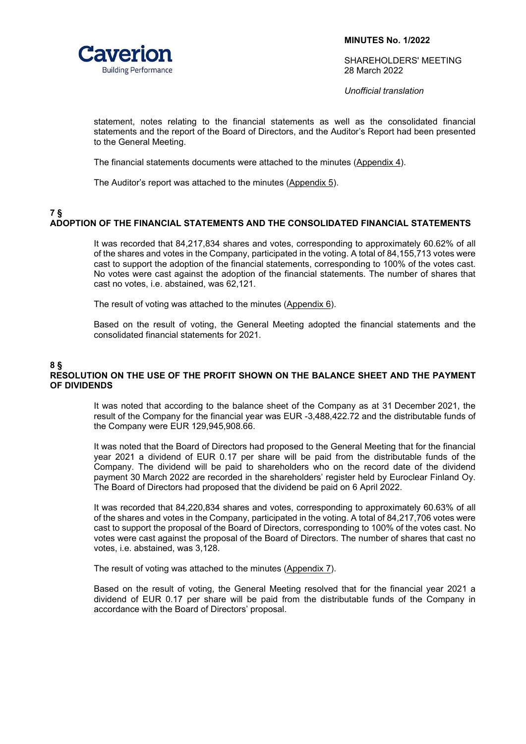statement, notes relating to the financial statements as well as the consolidated financial statements and the report of the Board of Directors, and the Auditor's Report had been presented to the General Meeting.

The financial statements documents were attached to the minutes (Appendix 4).

The Auditor's report was attached to the minutes (Appendix 5).

## 7 §
## ADOPTION OF THE FINANCIAL STATEMENTS AND THE CONSOLIDATED FINANCIAL STATEMENTS

It was recorded that 84,217,834 shares and votes, corresponding to approximately 60.62% of all of the shares and votes in the Company, participated in the voting. A total of 84,155,713 votes were cast to support the adoption of the financial statements, corresponding to 100% of the votes cast. No votes were cast against the adoption of the financial statements. The number of shares that cast no votes, i.e. abstained, was 62,121.

The result of voting was attached to the minutes (Appendix 6).

Based on the result of voting, the General Meeting adopted the financial statements and the consolidated financial statements for 2021.

## 8 §
## RESOLUTION ON THE USE OF THE PROFIT SHOWN ON THE BALANCE SHEET AND THE PAYMENT OF DIVIDENDS

It was noted that according to the balance sheet of the Company as at 31 December 2021, the result of the Company for the financial year was EUR -3,488,422.72 and the distributable funds of the Company were EUR 129,945,908.66.

It was noted that the Board of Directors had proposed to the General Meeting that for the financial year 2021 a dividend of EUR 0.17 per share will be paid from the distributable funds of the Company. The dividend will be paid to shareholders who on the record date of the dividend payment 30 March 2022 are recorded in the shareholders' register held by Euroclear Finland Oy. The Board of Directors had proposed that the dividend be paid on 6 April 2022.

It was recorded that 84,220,834 shares and votes, corresponding to approximately 60.63% of all of the shares and votes in the Company, participated in the voting. A total of 84,217,706 votes were cast to support the proposal of the Board of Directors, corresponding to 100% of the votes cast. No votes were cast against the proposal of the Board of Directors. The number of shares that cast no votes, i.e. abstained, was 3,128.

The result of voting was attached to the minutes (Appendix 7).

Based on the result of voting, the General Meeting resolved that for the financial year 2021 a dividend of EUR 0.17 per share will be paid from the distributable funds of the Company in accordance with the Board of Directors' proposal.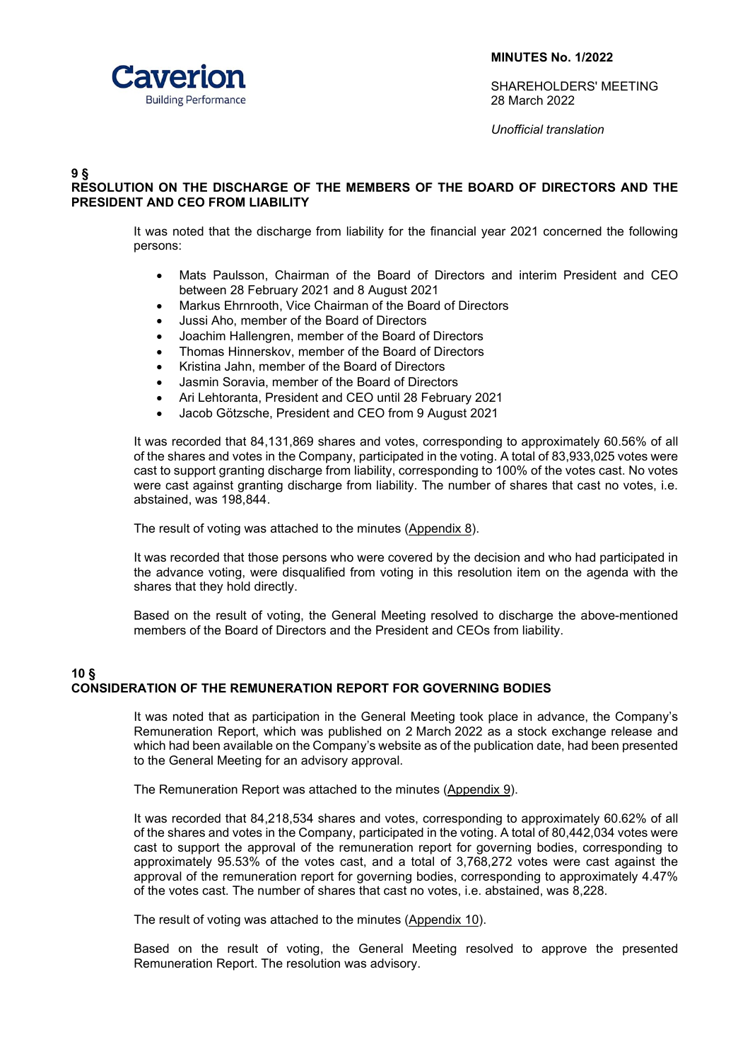## 9 §
## RESOLUTION ON THE DISCHARGE OF THE MEMBERS OF THE BOARD OF DIRECTORS AND THE PRESIDENT AND CEO FROM LIABILITY

It was noted that the discharge from liability for the financial year 2021 concerned the following persons:

- Mats Paulsson, Chairman of the Board of Directors and interim President and CEO between 28 February 2021 and 8 August 2021
- Markus Ehrnrooth, Vice Chairman of the Board of Directors
- Jussi Aho, member of the Board of Directors
- Joachim Hallengren, member of the Board of Directors
- Thomas Hinnerskov, member of the Board of Directors
- Kristina Jahn, member of the Board of Directors
- Jasmin Soravia, member of the Board of Directors
- Ari Lehtoranta, President and CEO until 28 February 2021
- Jacob Götzsche, President and CEO from 9 August 2021

It was recorded that 84,131,869 shares and votes, corresponding to approximately 60.56% of all of the shares and votes in the Company, participated in the voting. A total of 83,933,025 votes were cast to support granting discharge from liability, corresponding to 100% of the votes cast. No votes were cast against granting discharge from liability. The number of shares that cast no votes, i.e. abstained, was 198,844.

The result of voting was attached to the minutes (Appendix 8).

It was recorded that those persons who were covered by the decision and who had participated in the advance voting, were disqualified from voting in this resolution item on the agenda with the shares that they hold directly.

Based on the result of voting, the General Meeting resolved to discharge the above-mentioned members of the Board of Directors and the President and CEOs from liability.

## 10 §
## CONSIDERATION OF THE REMUNERATION REPORT FOR GOVERNING BODIES

It was noted that as participation in the General Meeting took place in advance, the Company's Remuneration Report, which was published on 2 March 2022 as a stock exchange release and which had been available on the Company's website as of the publication date, had been presented to the General Meeting for an advisory approval.

The Remuneration Report was attached to the minutes (Appendix 9).

It was recorded that 84,218,534 shares and votes, corresponding to approximately 60.62% of all of the shares and votes in the Company, participated in the voting. A total of 80,442,034 votes were cast to support the approval of the remuneration report for governing bodies, corresponding to approximately 95.53% of the votes cast, and a total of 3,768,272 votes were cast against the approval of the remuneration report for governing bodies, corresponding to approximately 4.47% of the votes cast. The number of shares that cast no votes, i.e. abstained, was 8,228.

The result of voting was attached to the minutes (Appendix 10).

Based on the result of voting, the General Meeting resolved to approve the presented Remuneration Report. The resolution was advisory.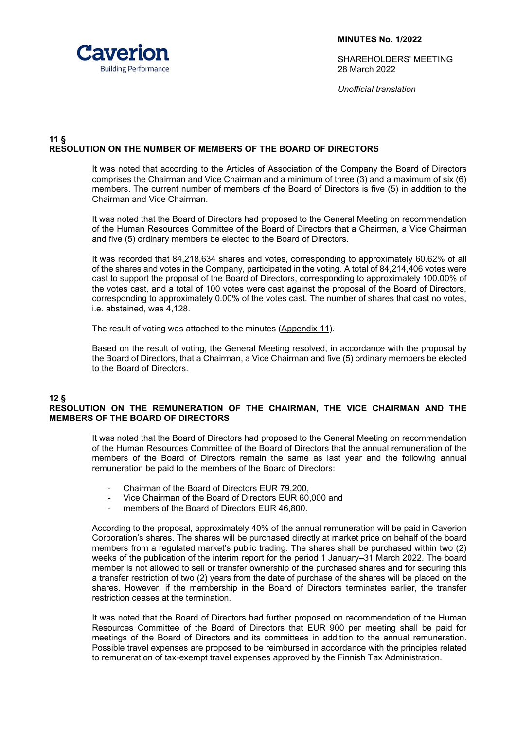## 11 §
## RESOLUTION ON THE NUMBER OF MEMBERS OF THE BOARD OF DIRECTORS

It was noted that according to the Articles of Association of the Company the Board of Directors comprises the Chairman and Vice Chairman and a minimum of three (3) and a maximum of six (6) members. The current number of members of the Board of Directors is five (5) in addition to the Chairman and Vice Chairman.

It was noted that the Board of Directors had proposed to the General Meeting on recommendation of the Human Resources Committee of the Board of Directors that a Chairman, a Vice Chairman and five (5) ordinary members be elected to the Board of Directors.

It was recorded that 84,218,634 shares and votes, corresponding to approximately 60.62% of all of the shares and votes in the Company, participated in the voting. A total of 84,214,406 votes were cast to support the proposal of the Board of Directors, corresponding to approximately 100.00% of the votes cast, and a total of 100 votes were cast against the proposal of the Board of Directors, corresponding to approximately 0.00% of the votes cast. The number of shares that cast no votes, i.e. abstained, was 4,128.

The result of voting was attached to the minutes (Appendix 11).

Based on the result of voting, the General Meeting resolved, in accordance with the proposal by the Board of Directors, that a Chairman, a Vice Chairman and five (5) ordinary members be elected to the Board of Directors.

## 12 §
## RESOLUTION ON THE REMUNERATION OF THE CHAIRMAN, THE VICE CHAIRMAN AND THE MEMBERS OF THE BOARD OF DIRECTORS

It was noted that the Board of Directors had proposed to the General Meeting on recommendation of the Human Resources Committee of the Board of Directors that the annual remuneration of the members of the Board of Directors remain the same as last year and the following annual remuneration be paid to the members of the Board of Directors:

- Chairman of the Board of Directors EUR 79,200,
- Vice Chairman of the Board of Directors EUR 60,000 and
- members of the Board of Directors EUR 46,800.

According to the proposal, approximately 40% of the annual remuneration will be paid in Caverion Corporation's shares. The shares will be purchased directly at market price on behalf of the board members from a regulated market's public trading. The shares shall be purchased within two (2) weeks of the publication of the interim report for the period 1 January–31 March 2022. The board member is not allowed to sell or transfer ownership of the purchased shares and for securing this a transfer restriction of two (2) years from the date of purchase of the shares will be placed on the shares. However, if the membership in the Board of Directors terminates earlier, the transfer restriction ceases at the termination.

It was noted that the Board of Directors had further proposed on recommendation of the Human Resources Committee of the Board of Directors that EUR 900 per meeting shall be paid for meetings of the Board of Directors and its committees in addition to the annual remuneration. Possible travel expenses are proposed to be reimbursed in accordance with the principles related to remuneration of tax-exempt travel expenses approved by the Finnish Tax Administration.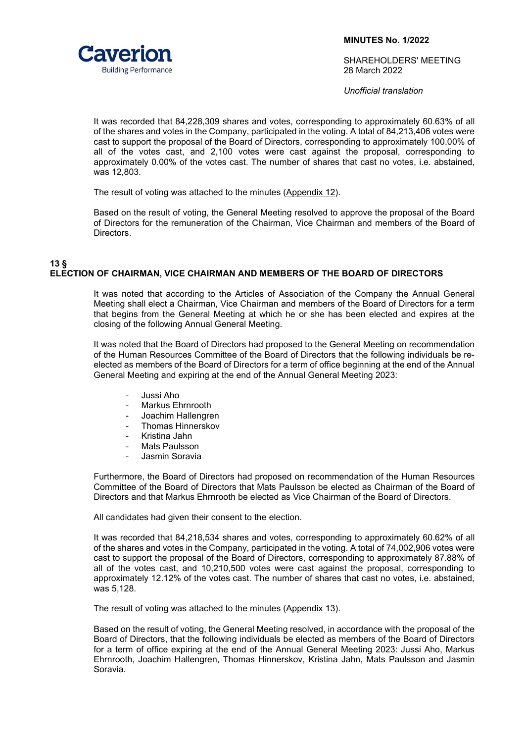It was recorded that 84,228,309 shares and votes, corresponding to approximately 60.63% of all of the shares and votes in the Company, participated in the voting. A total of 84,213,406 votes were cast to support the proposal of the Board of Directors, corresponding to approximately 100.00% of all of the votes cast, and 2,100 votes were cast against the proposal, corresponding to approximately 0.00% of the votes cast. The number of shares that cast no votes, i.e. abstained, was 12,803.

The result of voting was attached to the minutes (Appendix 12).

Based on the result of voting, the General Meeting resolved to approve the proposal of the Board of Directors for the remuneration of the Chairman, Vice Chairman and members of the Board of Directors.

## 13 §
## ELECTION OF CHAIRMAN, VICE CHAIRMAN AND MEMBERS OF THE BOARD OF DIRECTORS

It was noted that according to the Articles of Association of the Company the Annual General Meeting shall elect a Chairman, Vice Chairman and members of the Board of Directors for a term that begins from the General Meeting at which he or she has been elected and expires at the closing of the following Annual General Meeting.

It was noted that the Board of Directors had proposed to the General Meeting on recommendation of the Human Resources Committee of the Board of Directors that the following individuals be re-elected as members of the Board of Directors for a term of office beginning at the end of the Annual General Meeting and expiring at the end of the Annual General Meeting 2023:

- Jussi Aho
- Markus Ehrnrooth
- Joachim Hallengren
- Thomas Hinnerskov
- Kristina Jahn
- Mats Paulsson
- Jasmin Soravia

Furthermore, the Board of Directors had proposed on recommendation of the Human Resources Committee of the Board of Directors that Mats Paulsson be elected as Chairman of the Board of Directors and that Markus Ehrnrooth be elected as Vice Chairman of the Board of Directors.

All candidates had given their consent to the election.

It was recorded that 84,218,534 shares and votes, corresponding to approximately 60.62% of all of the shares and votes in the Company, participated in the voting. A total of 74,002,906 votes were cast to support the proposal of the Board of Directors, corresponding to approximately 87.88% of all of the votes cast, and 10,210,500 votes were cast against the proposal, corresponding to approximately 12.12% of the votes cast. The number of shares that cast no votes, i.e. abstained, was 5,128.

The result of voting was attached to the minutes (Appendix 13).

Based on the result of voting, the General Meeting resolved, in accordance with the proposal of the Board of Directors, that the following individuals be elected as members of the Board of Directors for a term of office expiring at the end of the Annual General Meeting 2023: Jussi Aho, Markus Ehrnrooth, Joachim Hallengren, Thomas Hinnerskov, Kristina Jahn, Mats Paulsson and Jasmin Soravia.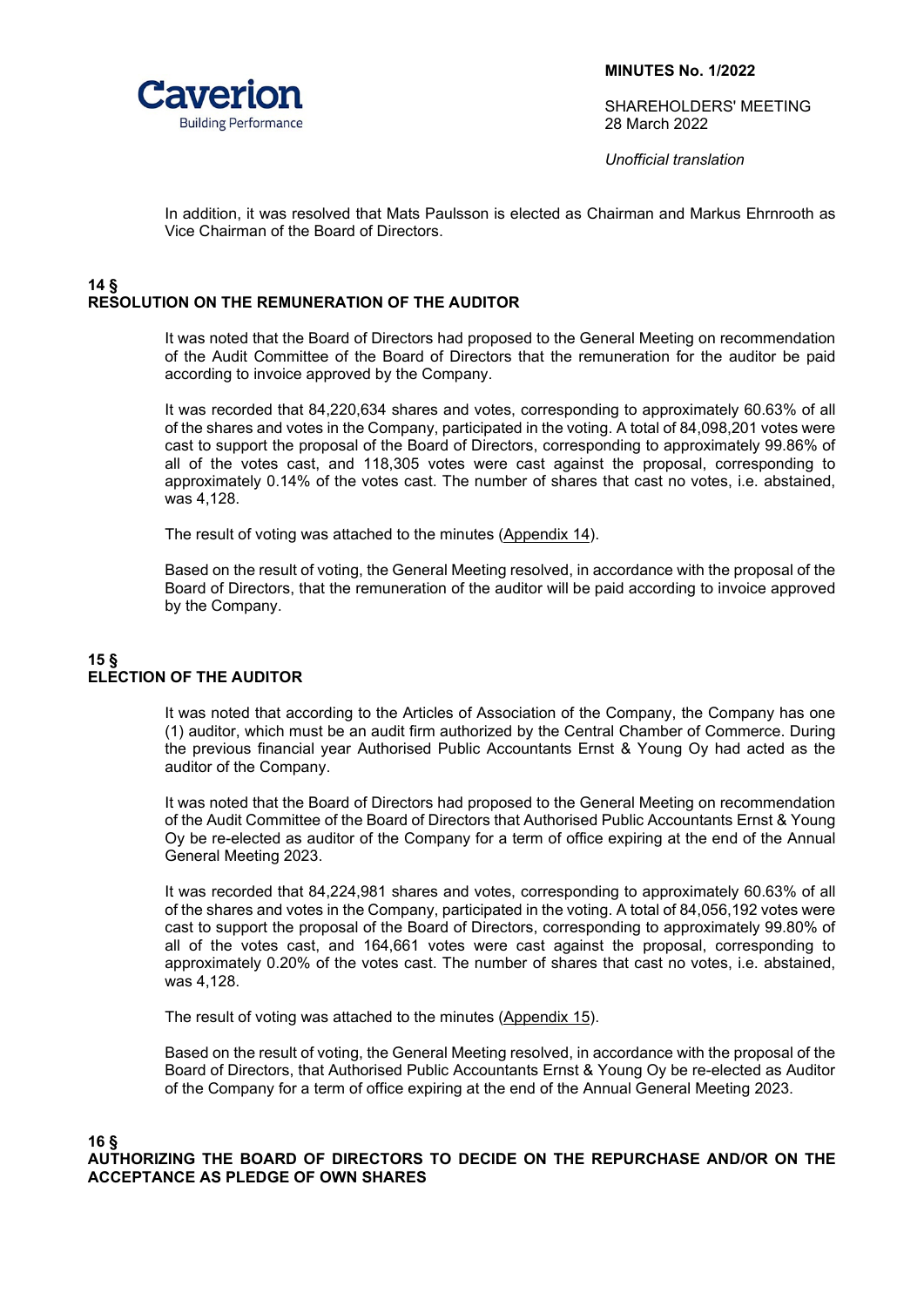In addition, it was resolved that Mats Paulsson is elected as Chairman and Markus Ehrnrooth as Vice Chairman of the Board of Directors.

## 14 §
## RESOLUTION ON THE REMUNERATION OF THE AUDITOR

It was noted that the Board of Directors had proposed to the General Meeting on recommendation of the Audit Committee of the Board of Directors that the remuneration for the auditor be paid according to invoice approved by the Company.

It was recorded that 84,220,634 shares and votes, corresponding to approximately 60.63% of all of the shares and votes in the Company, participated in the voting. A total of 84,098,201 votes were cast to support the proposal of the Board of Directors, corresponding to approximately 99.86% of all of the votes cast, and 118,305 votes were cast against the proposal, corresponding to approximately 0.14% of the votes cast. The number of shares that cast no votes, i.e. abstained, was 4,128.

The result of voting was attached to the minutes (Appendix 14).

Based on the result of voting, the General Meeting resolved, in accordance with the proposal of the Board of Directors, that the remuneration of the auditor will be paid according to invoice approved by the Company.

## 15 §
## ELECTION OF THE AUDITOR

It was noted that according to the Articles of Association of the Company, the Company has one (1) auditor, which must be an audit firm authorized by the Central Chamber of Commerce. During the previous financial year Authorised Public Accountants Ernst & Young Oy had acted as the auditor of the Company.

It was noted that the Board of Directors had proposed to the General Meeting on recommendation of the Audit Committee of the Board of Directors that Authorised Public Accountants Ernst & Young Oy be re-elected as auditor of the Company for a term of office expiring at the end of the Annual General Meeting 2023.

It was recorded that 84,224,981 shares and votes, corresponding to approximately 60.63% of all of the shares and votes in the Company, participated in the voting. A total of 84,056,192 votes were cast to support the proposal of the Board of Directors, corresponding to approximately 99.80% of all of the votes cast, and 164,661 votes were cast against the proposal, corresponding to approximately 0.20% of the votes cast. The number of shares that cast no votes, i.e. abstained, was 4,128.

The result of voting was attached to the minutes (Appendix 15).

Based on the result of voting, the General Meeting resolved, in accordance with the proposal of the Board of Directors, that Authorised Public Accountants Ernst & Young Oy be re-elected as Auditor of the Company for a term of office expiring at the end of the Annual General Meeting 2023.

## 16 §
## AUTHORIZING THE BOARD OF DIRECTORS TO DECIDE ON THE REPURCHASE AND/OR ON THE ACCEPTANCE AS PLEDGE OF OWN SHARES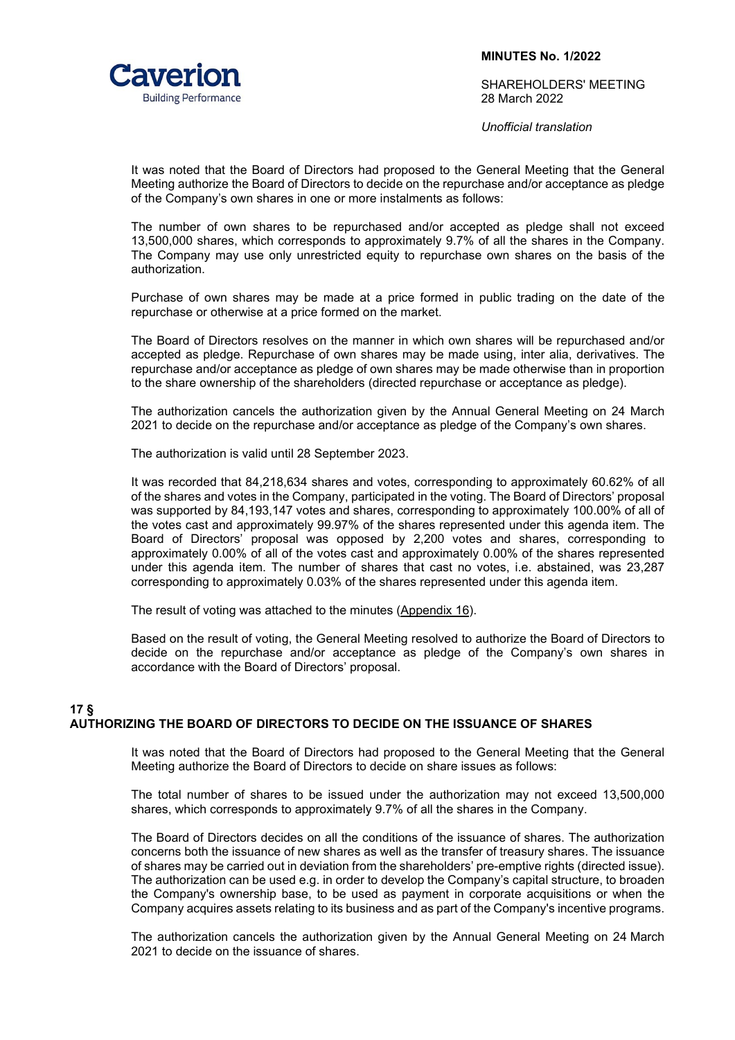It was noted that the Board of Directors had proposed to the General Meeting that the General Meeting authorize the Board of Directors to decide on the repurchase and/or acceptance as pledge of the Company's own shares in one or more instalments as follows:

The number of own shares to be repurchased and/or accepted as pledge shall not exceed 13,500,000 shares, which corresponds to approximately 9.7% of all the shares in the Company. The Company may use only unrestricted equity to repurchase own shares on the basis of the authorization.

Purchase of own shares may be made at a price formed in public trading on the date of the repurchase or otherwise at a price formed on the market.

The Board of Directors resolves on the manner in which own shares will be repurchased and/or accepted as pledge. Repurchase of own shares may be made using, inter alia, derivatives. The repurchase and/or acceptance as pledge of own shares may be made otherwise than in proportion to the share ownership of the shareholders (directed repurchase or acceptance as pledge).

The authorization cancels the authorization given by the Annual General Meeting on 24 March 2021 to decide on the repurchase and/or acceptance as pledge of the Company's own shares.

The authorization is valid until 28 September 2023.

It was recorded that 84,218,634 shares and votes, corresponding to approximately 60.62% of all of the shares and votes in the Company, participated in the voting. The Board of Directors' proposal was supported by 84,193,147 votes and shares, corresponding to approximately 100.00% of all of the votes cast and approximately 99.97% of the shares represented under this agenda item. The Board of Directors' proposal was opposed by 2,200 votes and shares, corresponding to approximately 0.00% of all of the votes cast and approximately 0.00% of the shares represented under this agenda item. The number of shares that cast no votes, i.e. abstained, was 23,287 corresponding to approximately 0.03% of the shares represented under this agenda item.

The result of voting was attached to the minutes (Appendix 16).

Based on the result of voting, the General Meeting resolved to authorize the Board of Directors to decide on the repurchase and/or acceptance as pledge of the Company's own shares in accordance with the Board of Directors' proposal.

## 17 §
## AUTHORIZING THE BOARD OF DIRECTORS TO DECIDE ON THE ISSUANCE OF SHARES

It was noted that the Board of Directors had proposed to the General Meeting that the General Meeting authorize the Board of Directors to decide on share issues as follows:

The total number of shares to be issued under the authorization may not exceed 13,500,000 shares, which corresponds to approximately 9.7% of all the shares in the Company.

The Board of Directors decides on all the conditions of the issuance of shares. The authorization concerns both the issuance of new shares as well as the transfer of treasury shares. The issuance of shares may be carried out in deviation from the shareholders' pre-emptive rights (directed issue). The authorization can be used e.g. in order to develop the Company's capital structure, to broaden the Company's ownership base, to be used as payment in corporate acquisitions or when the Company acquires assets relating to its business and as part of the Company's incentive programs.

The authorization cancels the authorization given by the Annual General Meeting on 24 March 2021 to decide on the issuance of shares.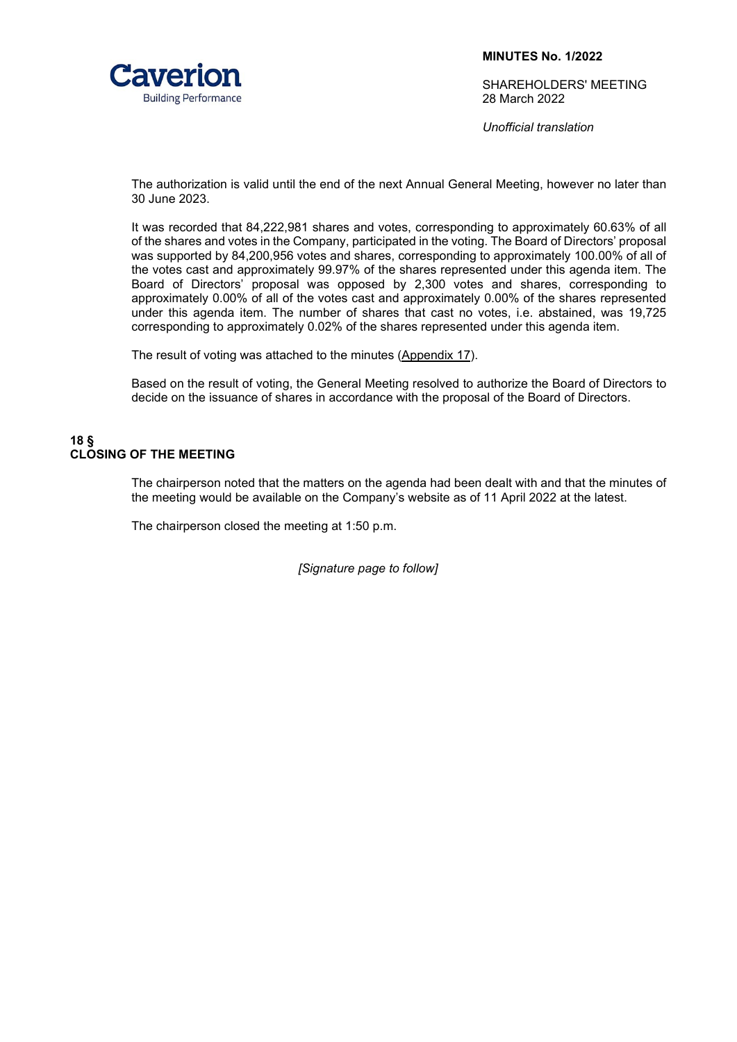The authorization is valid until the end of the next Annual General Meeting, however no later than 30 June 2023.

It was recorded that 84,222,981 shares and votes, corresponding to approximately 60.63% of all of the shares and votes in the Company, participated in the voting. The Board of Directors' proposal was supported by 84,200,956 votes and shares, corresponding to approximately 100.00% of all of the votes cast and approximately 99.97% of the shares represented under this agenda item. The Board of Directors' proposal was opposed by 2,300 votes and shares, corresponding to approximately 0.00% of all of the votes cast and approximately 0.00% of the shares represented under this agenda item. The number of shares that cast no votes, i.e. abstained, was 19,725 corresponding to approximately 0.02% of the shares represented under this agenda item.

The result of voting was attached to the minutes (Appendix 17).

Based on the result of voting, the General Meeting resolved to authorize the Board of Directors to decide on the issuance of shares in accordance with the proposal of the Board of Directors.

## 18 §
## CLOSING OF THE MEETING

The chairperson noted that the matters on the agenda had been dealt with and that the minutes of the meeting would be available on the Company's website as of 11 April 2022 at the latest.

The chairperson closed the meeting at 1:50 p.m.

*[Signature page to follow]*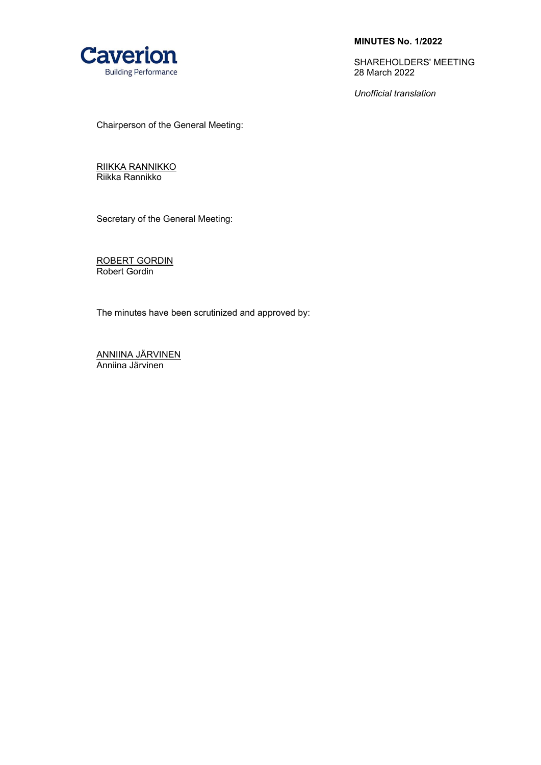**MINUTES No. 1/2022**

SHAREHOLDERS' MEETING
28 March 2022

*Unofficial translation*

Chairperson of the General Meeting:

RIIKKA RANNIKKO
Riikka Rannikko

Secretary of the General Meeting:

ROBERT GORDIN
Robert Gordin

The minutes have been scrutinized and approved by:

ANNIINA JÄRVINEN
Anniina Järvinen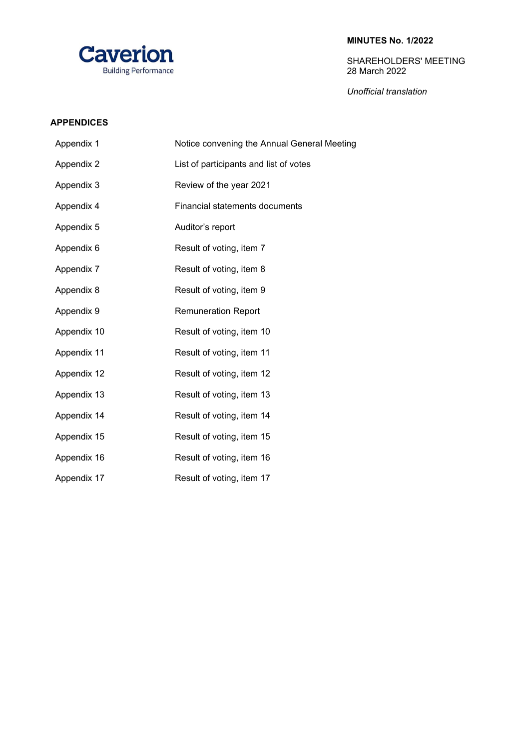**MINUTES No. 1/2022**

SHAREHOLDERS' MEETING
28 March 2022

*Unofficial translation*

**APPENDICES**

| | |
|---|---|
| Appendix 1 | Notice convening the Annual General Meeting |
| Appendix 2 | List of participants and list of votes |
| Appendix 3 | Review of the year 2021 |
| Appendix 4 | Financial statements documents |
| Appendix 5 | Auditor's report |
| Appendix 6 | Result of voting, item 7 |
| Appendix 7 | Result of voting, item 8 |
| Appendix 8 | Result of voting, item 9 |
| Appendix 9 | Remuneration Report |
| Appendix 10 | Result of voting, item 10 |
| Appendix 11 | Result of voting, item 11 |
| Appendix 12 | Result of voting, item 12 |
| Appendix 13 | Result of voting, item 13 |
| Appendix 14 | Result of voting, item 14 |
| Appendix 15 | Result of voting, item 15 |
| Appendix 16 | Result of voting, item 16 |
| Appendix 17 | Result of voting, item 17 |